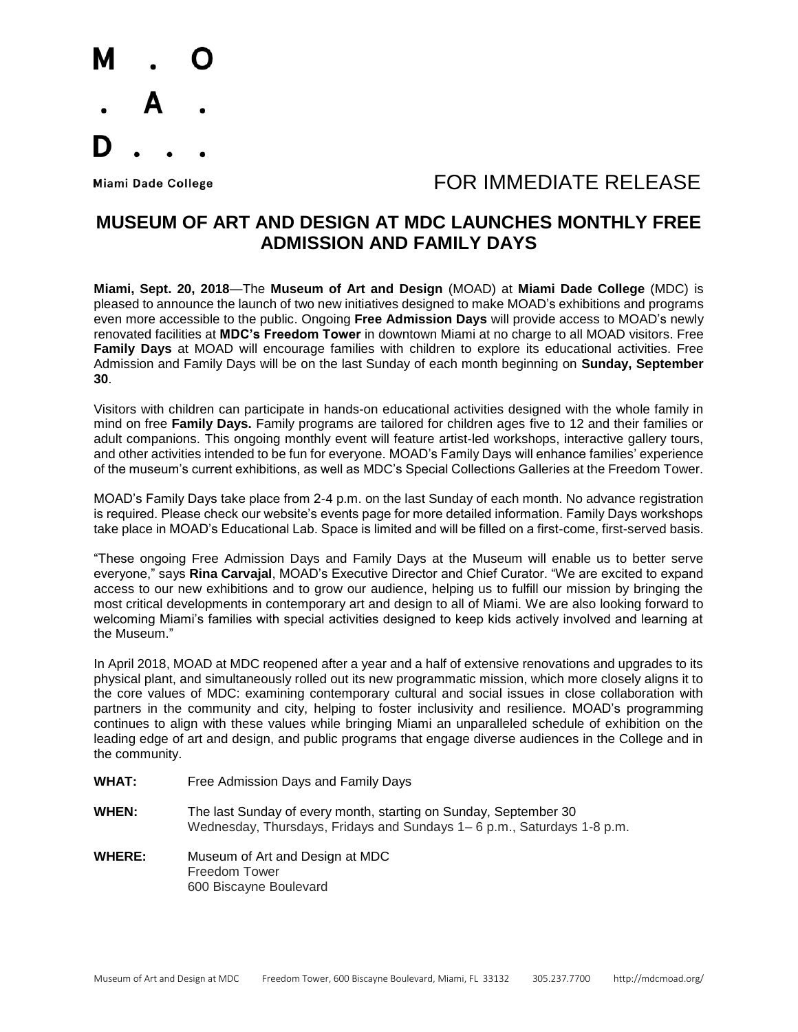M . O
. A .
D . . .

Miami Dade College

FOR IMMEDIATE RELEASE

# MUSEUM OF ART AND DESIGN AT MDC LAUNCHES MONTHLY FREE ADMISSION AND FAMILY DAYS

**Miami, Sept. 20, 2018**—The **Museum of Art and Design** (MOAD) at **Miami Dade College** (MDC) is pleased to announce the launch of two new initiatives designed to make MOAD's exhibitions and programs even more accessible to the public. Ongoing **Free Admission Days** will provide access to MOAD's newly renovated facilities at **MDC's Freedom Tower** in downtown Miami at no charge to all MOAD visitors. Free **Family Days** at MOAD will encourage families with children to explore its educational activities. Free Admission and Family Days will be on the last Sunday of each month beginning on **Sunday, September 30**.

Visitors with children can participate in hands-on educational activities designed with the whole family in mind on free **Family Days.** Family programs are tailored for children ages five to 12 and their families or adult companions. This ongoing monthly event will feature artist-led workshops, interactive gallery tours, and other activities intended to be fun for everyone. MOAD's Family Days will enhance families' experience of the museum's current exhibitions, as well as MDC's Special Collections Galleries at the Freedom Tower.

MOAD's Family Days take place from 2-4 p.m. on the last Sunday of each month. No advance registration is required. Please check our website's events page for more detailed information. Family Days workshops take place in MOAD's Educational Lab. Space is limited and will be filled on a first-come, first-served basis.

"These ongoing Free Admission Days and Family Days at the Museum will enable us to better serve everyone," says **Rina Carvajal**, MOAD's Executive Director and Chief Curator. "We are excited to expand access to our new exhibitions and to grow our audience, helping us to fulfill our mission by bringing the most critical developments in contemporary art and design to all of Miami. We are also looking forward to welcoming Miami's families with special activities designed to keep kids actively involved and learning at the Museum."

In April 2018, MOAD at MDC reopened after a year and a half of extensive renovations and upgrades to its physical plant, and simultaneously rolled out its new programmatic mission, which more closely aligns it to the core values of MDC: examining contemporary cultural and social issues in close collaboration with partners in the community and city, helping to foster inclusivity and resilience. MOAD's programming continues to align with these values while bringing Miami an unparalleled schedule of exhibition on the leading edge of art and design, and public programs that engage diverse audiences in the College and in the community.

**WHAT:** Free Admission Days and Family Days

**WHEN:** The last Sunday of every month, starting on Sunday, September 30
Wednesday, Thursdays, Fridays and Sundays 1– 6 p.m., Saturdays 1-8 p.m.

**WHERE:** Museum of Art and Design at MDC
Freedom Tower
600 Biscayne Boulevard

Museum of Art and Design at MDC Freedom Tower, 600 Biscayne Boulevard, Miami, FL 33132 305.237.7700 http://mdcmoad.org/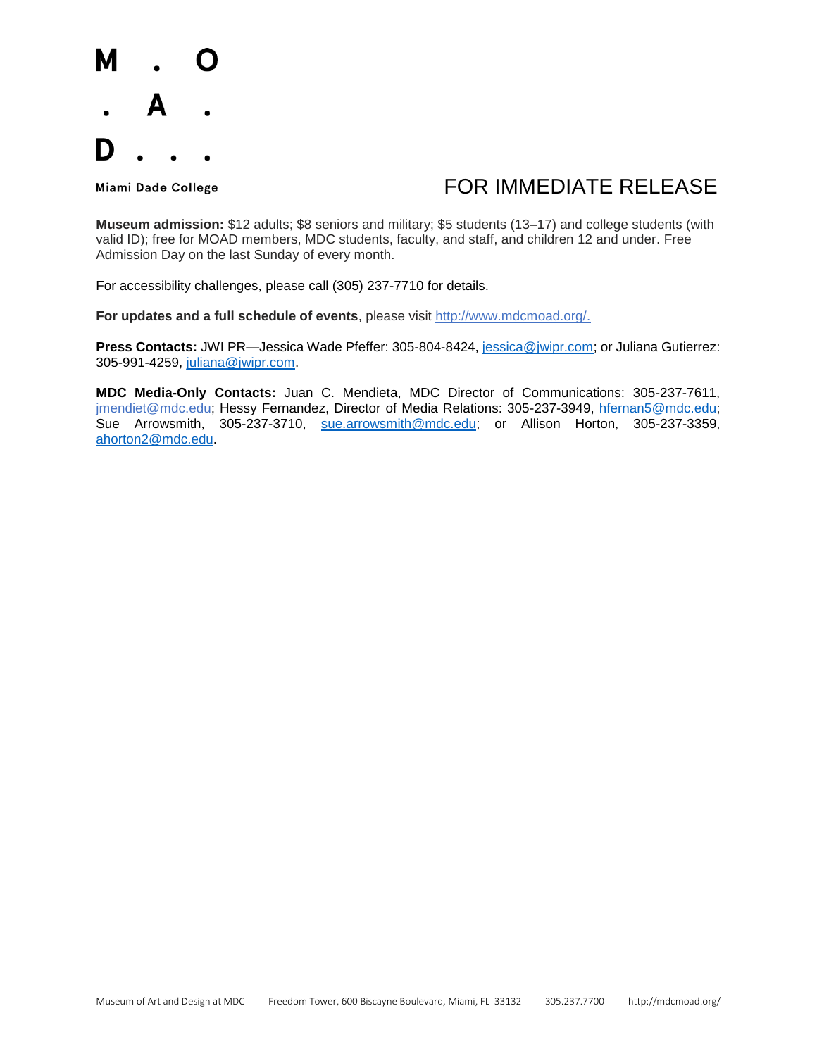FOR IMMEDIATE RELEASE

**Museum admission:** $12 adults; $8 seniors and military; $5 students (13–17) and college students (with valid ID); free for MOAD members, MDC students, faculty, and staff, and children 12 and under. Free Admission Day on the last Sunday of every month.

For accessibility challenges, please call (305) 237-7710 for details.

**For updates and a full schedule of events**, please visit http://www.mdcmoad.org/.

**Press Contacts:** JWI PR—Jessica Wade Pfeffer: 305-804-8424, jessica@jwipr.com; or Juliana Gutierrez: 305-991-4259, juliana@jwipr.com.

**MDC Media-Only Contacts:** Juan C. Mendieta, MDC Director of Communications: 305-237-7611, jmendiet@mdc.edu; Hessy Fernandez, Director of Media Relations: 305-237-3949, hfernan5@mdc.edu; Sue Arrowsmith, 305-237-3710, sue.arrowsmith@mdc.edu; or Allison Horton, 305-237-3359, ahorton2@mdc.edu.